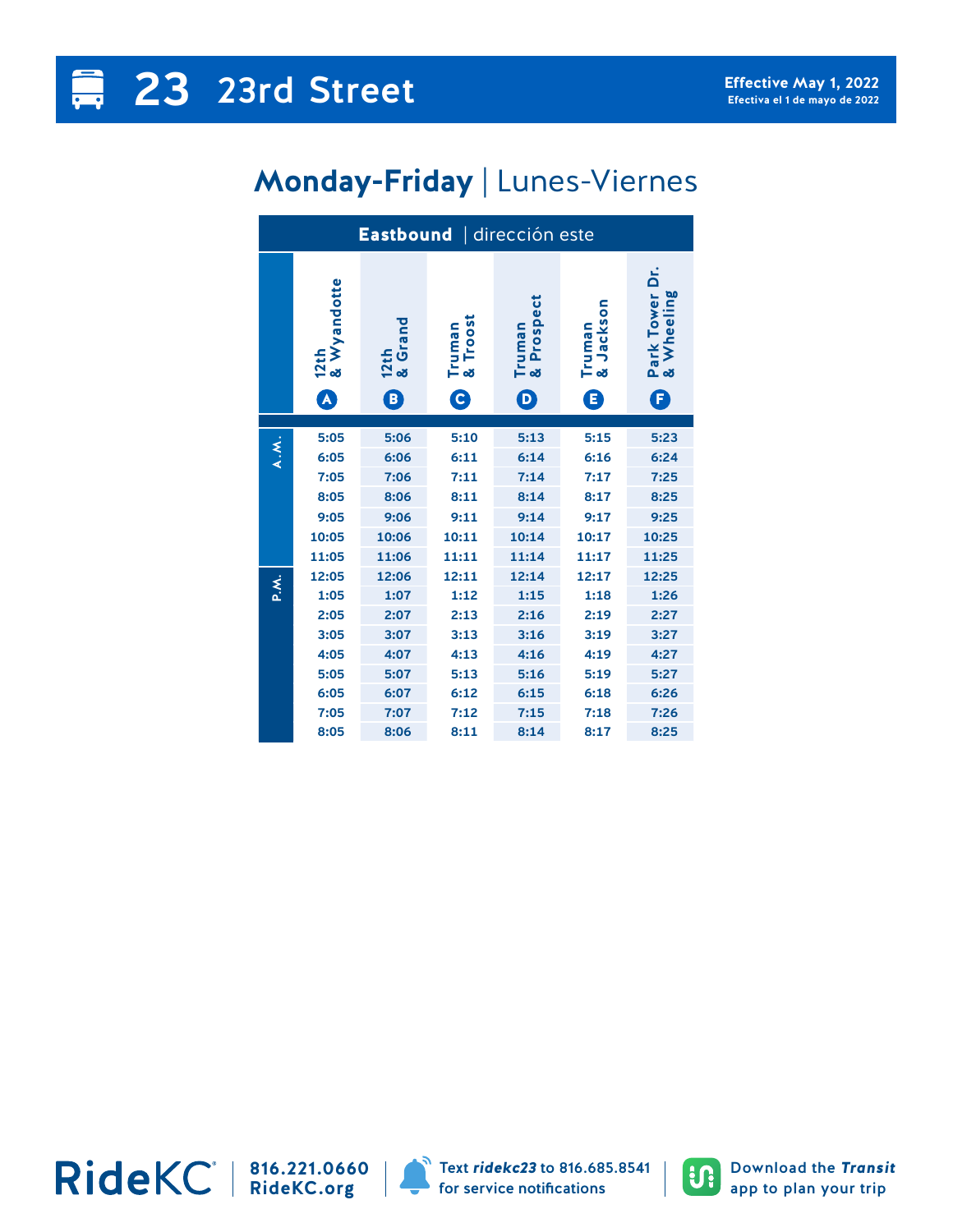# 23 23rd Street

**Effective May 1, 2022**
Efectiva el 1 de mayo de 2022

## Monday-Friday | Lunes-Viernes

**Eastbound** | dirección este

| | 12th & Wyandotte (A) | 12th & Grand (B) | Truman & Troost (C) | Truman & Prospect (D) | Truman & Jackson (E) | Park Tower Dr. & Wheeling (F) |
|---|---|---|---|---|---|---|
| A.M. | 5:05 | 5:06 | 5:10 | 5:13 | 5:15 | 5:23 |
| | 6:05 | 6:06 | 6:11 | 6:14 | 6:16 | 6:24 |
| | 7:05 | 7:06 | 7:11 | 7:14 | 7:17 | 7:25 |
| | 8:05 | 8:06 | 8:11 | 8:14 | 8:17 | 8:25 |
| | 9:05 | 9:06 | 9:11 | 9:14 | 9:17 | 9:25 |
| | 10:05 | 10:06 | 10:11 | 10:14 | 10:17 | 10:25 |
| | 11:05 | 11:06 | 11:11 | 11:14 | 11:17 | 11:25 |
| P.M. | 12:05 | 12:06 | 12:11 | 12:14 | 12:17 | 12:25 |
| | 1:05 | 1:07 | 1:12 | 1:15 | 1:18 | 1:26 |
| | 2:05 | 2:07 | 2:13 | 2:16 | 2:19 | 2:27 |
| | 3:05 | 3:07 | 3:13 | 3:16 | 3:19 | 3:27 |
| | 4:05 | 4:07 | 4:13 | 4:16 | 4:19 | 4:27 |
| | 5:05 | 5:07 | 5:13 | 5:16 | 5:19 | 5:27 |
| | 6:05 | 6:07 | 6:12 | 6:15 | 6:18 | 6:26 |
| | 7:05 | 7:07 | 7:12 | 7:15 | 7:18 | 7:26 |
| | 8:05 | 8:06 | 8:11 | 8:14 | 8:17 | 8:25 |

RideKC® 816.221.0660 RideKC.org

Text ***ridekc23*** to 816.685.8541 for service notifications

Download the ***Transit*** app to plan your trip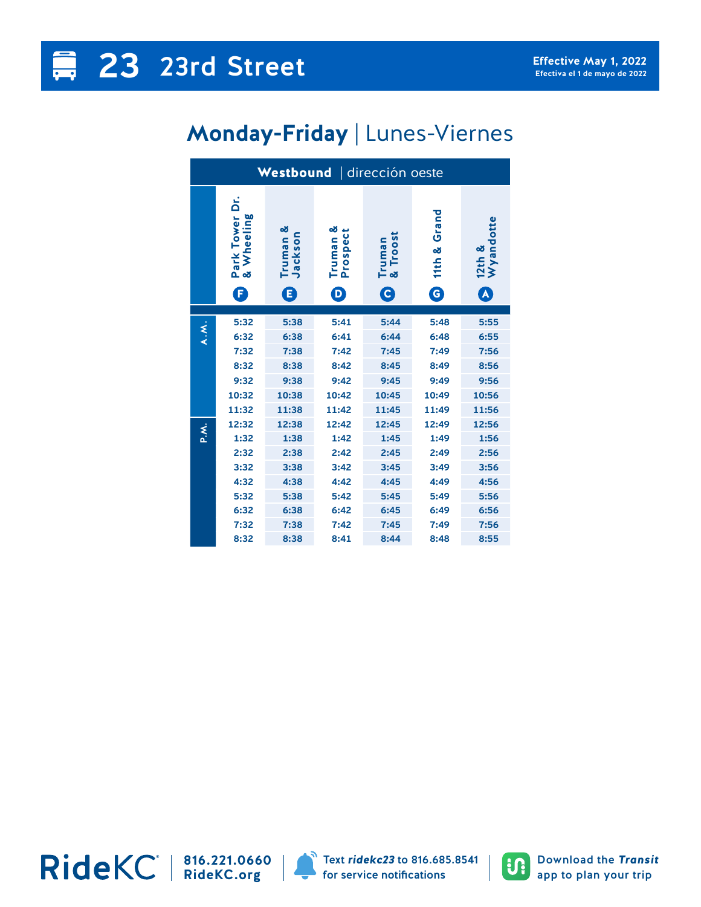# 23 23rd Street

**Effective May 1, 2022**
Efectiva el 1 de mayo de 2022

## Monday-Friday | Lunes-Viernes

**Westbound** | dirección oeste

| | Park Tower Dr. & Wheeling (F) | Truman & Jackson (E) | Truman & Prospect (D) | Truman & Troost (C) | 11th & Grand (G) | 12th & Wyandotte (A) |
|---|---|---|---|---|---|---|
| A.M. | 5:32 | 5:38 | 5:41 | 5:44 | 5:48 | 5:55 |
| A.M. | 6:32 | 6:38 | 6:41 | 6:44 | 6:48 | 6:55 |
| A.M. | 7:32 | 7:38 | 7:42 | 7:45 | 7:49 | 7:56 |
| A.M. | 8:32 | 8:38 | 8:42 | 8:45 | 8:49 | 8:56 |
| A.M. | 9:32 | 9:38 | 9:42 | 9:45 | 9:49 | 9:56 |
| A.M. | 10:32 | 10:38 | 10:42 | 10:45 | 10:49 | 10:56 |
| A.M. | 11:32 | 11:38 | 11:42 | 11:45 | 11:49 | 11:56 |
| P.M. | 12:32 | 12:38 | 12:42 | 12:45 | 12:49 | 12:56 |
| P.M. | 1:32 | 1:38 | 1:42 | 1:45 | 1:49 | 1:56 |
| P.M. | 2:32 | 2:38 | 2:42 | 2:45 | 2:49 | 2:56 |
| P.M. | 3:32 | 3:38 | 3:42 | 3:45 | 3:49 | 3:56 |
| P.M. | 4:32 | 4:38 | 4:42 | 4:45 | 4:49 | 4:56 |
| P.M. | 5:32 | 5:38 | 5:42 | 5:45 | 5:49 | 5:56 |
| P.M. | 6:32 | 6:38 | 6:42 | 6:45 | 6:49 | 6:56 |
| P.M. | 7:32 | 7:38 | 7:42 | 7:45 | 7:49 | 7:56 |
| P.M. | 8:32 | 8:38 | 8:41 | 8:44 | 8:48 | 8:55 |

RideKC | 816.221.0660 | RideKC.org

Text ***ridekc23*** to 816.685.8541 for service notifications

Download the ***Transit*** app to plan your trip